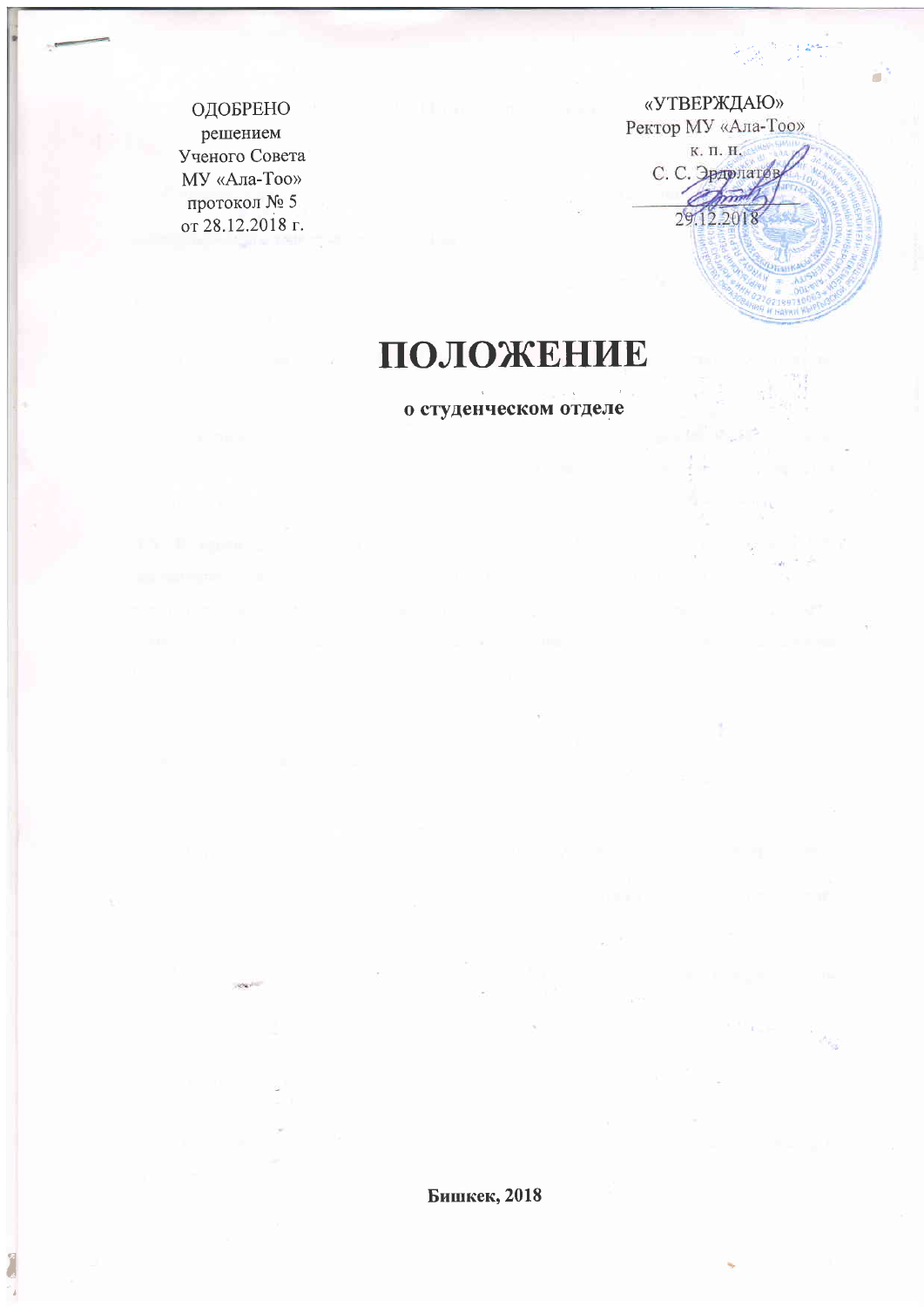ОДОБРЕНО
решением
Ученого Совета
МУ «Ала-Тоо»
протокол № 5
от 28.12.2018 г.

«УТВЕРЖДАЮ»
Ректор МУ «Ала-Тоо»
к. п. н.
С. С. Эрдолатов
\_\_\_\_\_\_\_\_\_\_\_\_\_\_\_\_
29.12.2018

# ПОЛОЖЕНИЕ

**о студенческом отделе**

**Бишкек, 2018**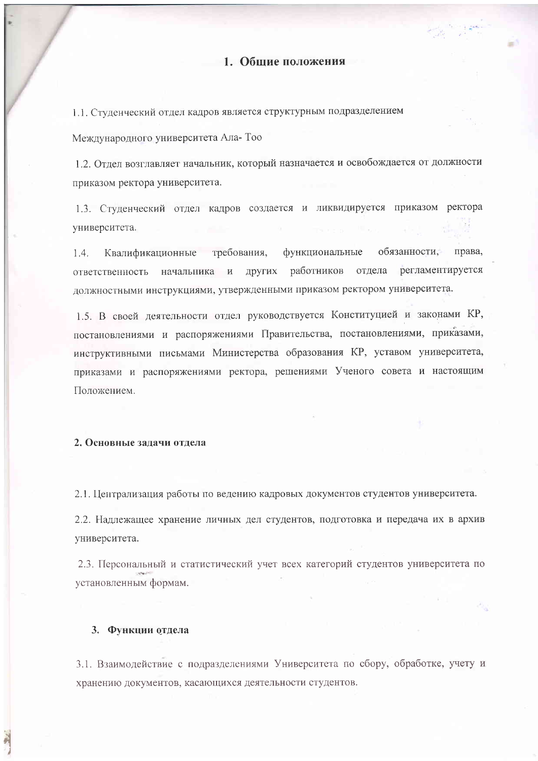## 1. Общие положения

1.1. Студенческий отдел кадров является структурным подразделением Международного университета Ала- Тоо

1.2. Отдел возглавляет начальник, который назначается и освобождается от должности приказом ректора университета.

1.3. Студенческий отдел кадров создается и ликвидируется приказом ректора университета.

1.4. Квалификационные требования, функциональные обязанности, права, ответственность начальника и других работников отдела регламентируется должностными инструкциями, утвержденными приказом ректором университета.

1.5. В своей деятельности отдел руководствуется Конституцией и законами КР, постановлениями и распоряжениями Правительства, постановлениями, приказами, инструктивными письмами Министерства образования КР, уставом университета, приказами и распоряжениями ректора, решениями Ученого совета и настоящим Положением.

## 2. Основные задачи отдела

2.1. Централизация работы по ведению кадровых документов студентов университета.

2.2. Надлежащее хранение личных дел студентов, подготовка и передача их в архив университета.

2.3. Персональный и статистический учет всех категорий студентов университета по установленным формам.

## 3. Функции отдела

3.1. Взаимодействие с подразделениями Университета по сбору, обработке, учету и хранению документов, касающихся деятельности студентов.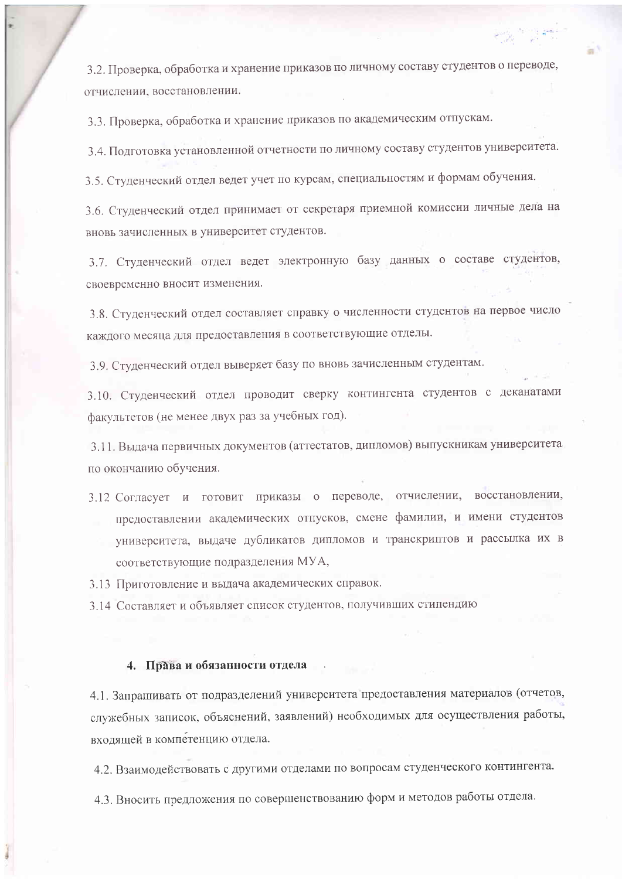3.2. Проверка, обработка и хранение приказов по личному составу студентов о переводе, отчислении, восстановлении.

3.3. Проверка, обработка и хранение приказов по академическим отпускам.

3.4. Подготовка установленной отчетности по личному составу студентов университета.

3.5. Студенческий отдел ведет учет по курсам, специальностям и формам обучения.

3.6. Студенческий отдел принимает от секретаря приемной комиссии личные дела на вновь зачисленных в университет студентов.

3.7. Студенческий отдел ведет электронную базу данных о составе студентов, своевременно вносит изменения.

3.8. Студенческий отдел составляет справку о численности студентов на первое число каждого месяца для предоставления в соответствующие отделы.

3.9. Студенческий отдел выверяет базу по вновь зачисленным студентам.

3.10. Студенческий отдел проводит сверку контингента студентов с деканатами факультетов (не менее двух раз за учебных год).

3.11. Выдача первичных документов (аттестатов, дипломов) выпускникам университета по окончанию обучения.

3.12 Согласует и готовит приказы о переводе, отчислении, восстановлении, предоставлении академических отпусков, смене фамилии, и имени студентов университета, выдаче дубликатов дипломов и транскриптов и рассылка их в соответствующие подразделения МУА,

3.13 Приготовление и выдача академических справок.

3.14 Составляет и объявляет список студентов, получивших стипендию

## 4. Права и обязанности отдела

4.1. Запрашивать от подразделений университета предоставления материалов (отчетов, служебных записок, объяснений, заявлений) необходимых для осуществления работы, входящей в компетенцию отдела.

4.2. Взаимодействовать с другими отделами по вопросам студенческого контингента.

4.3. Вносить предложения по совершенствованию форм и методов работы отдела.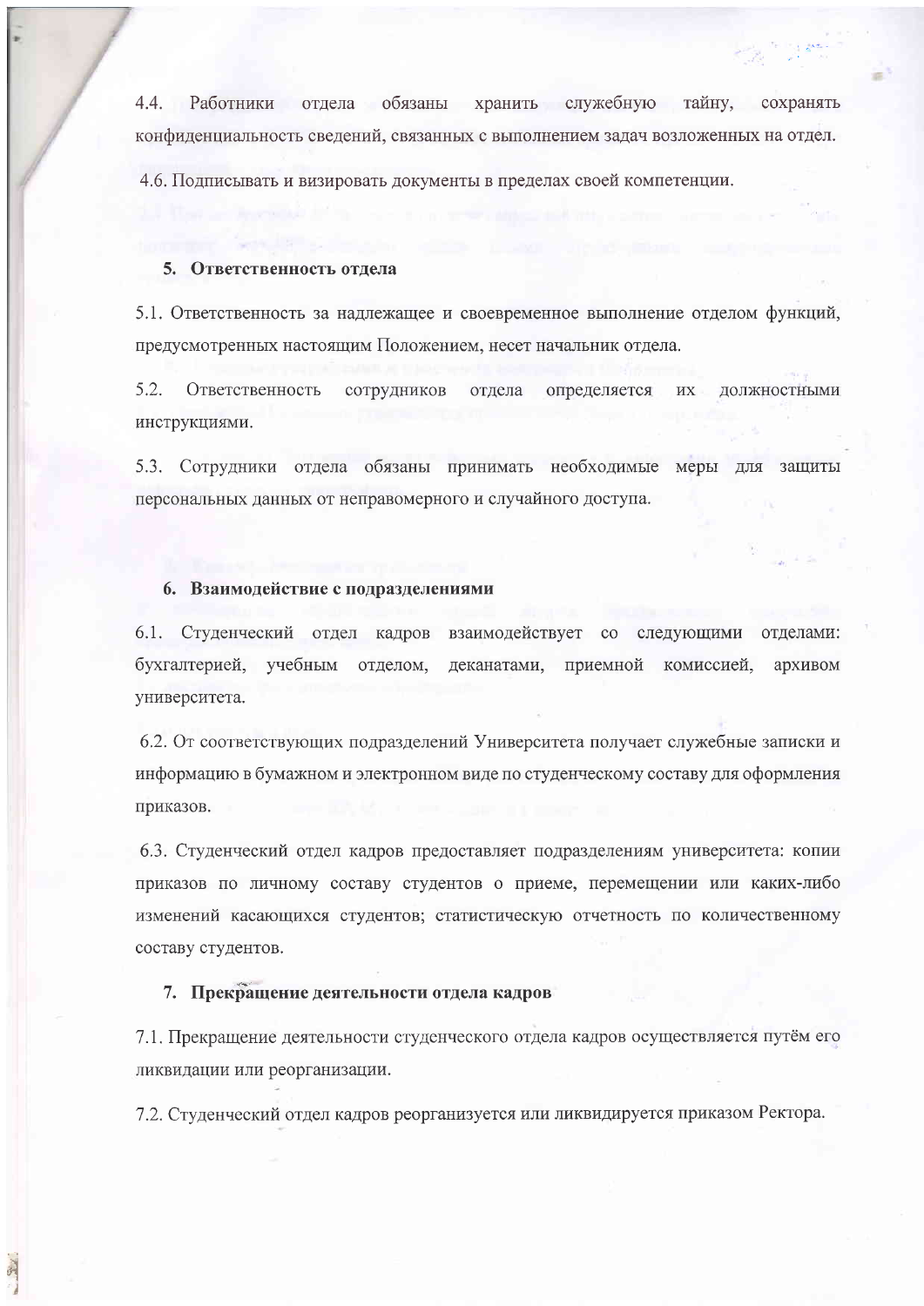4.4. Работники отдела обязаны хранить служебную тайну, сохранять конфиденциальность сведений, связанных с выполнением задач возложенных на отдел.

4.6. Подписывать и визировать документы в пределах своей компетенции.

## 5. Ответственность отдела

5.1. Ответственность за надлежащее и своевременное выполнение отделом функций, предусмотренных настоящим Положением, несет начальник отдела.

5.2. Ответственность сотрудников отдела определяется их должностными инструкциями.

5.3. Сотрудники отдела обязаны принимать необходимые меры для защиты персональных данных от неправомерного и случайного доступа.

## 6. Взаимодействие с подразделениями

6.1. Студенческий отдел кадров взаимодействует со следующими отделами: бухгалтерией, учебным отделом, деканатами, приемной комиссией, архивом университета.

6.2. От соответствующих подразделений Университета получает служебные записки и информацию в бумажном и электронном виде по студенческому составу для оформления приказов.

6.3. Студенческий отдел кадров предоставляет подразделениям университета: копии приказов по личному составу студентов о приеме, перемещении или каких-либо изменений касающихся студентов; статистическую отчетность по количественному составу студентов.

## 7. Прекращение деятельности отдела кадров

7.1. Прекращение деятельности студенческого отдела кадров осуществляется путём его ликвидации или реорганизации.

7.2. Студенческий отдел кадров реорганизуется или ликвидируется приказом Ректора.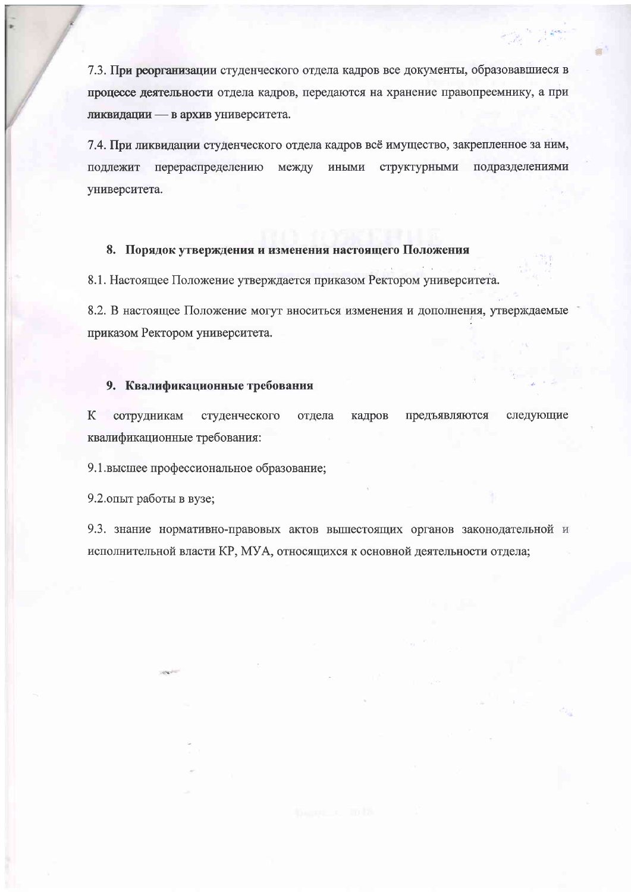7.3. **При реорганизации** студенческого отдела кадров все документы, образовавшиеся в **процессе деятельности** отдела кадров, передаются на хранение правопреемнику, а при **ликвидации — в архив** университета.

7.4. При ликвидации студенческого отдела кадров всё имущество, закрепленное за ним, подлежит перераспределению между иными структурными подразделениями университета.

## 8. Порядок утверждения и изменения настоящего Положения

8.1. Настоящее Положение утверждается приказом Ректором университета.

8.2. В настоящее Положение могут вноситься изменения и дополнения, утверждаемые приказом Ректором университета.

## 9. Квалификационные требования

К сотрудникам студенческого отдела кадров предъявляются следующие квалификационные требования:

9.1.высшее профессиональное образование;

9.2.опыт работы в вузе;

9.3. знание нормативно-правовых актов вышестоящих органов законодательной и исполнительной власти КР, МУА, относящихся к основной деятельности отдела;